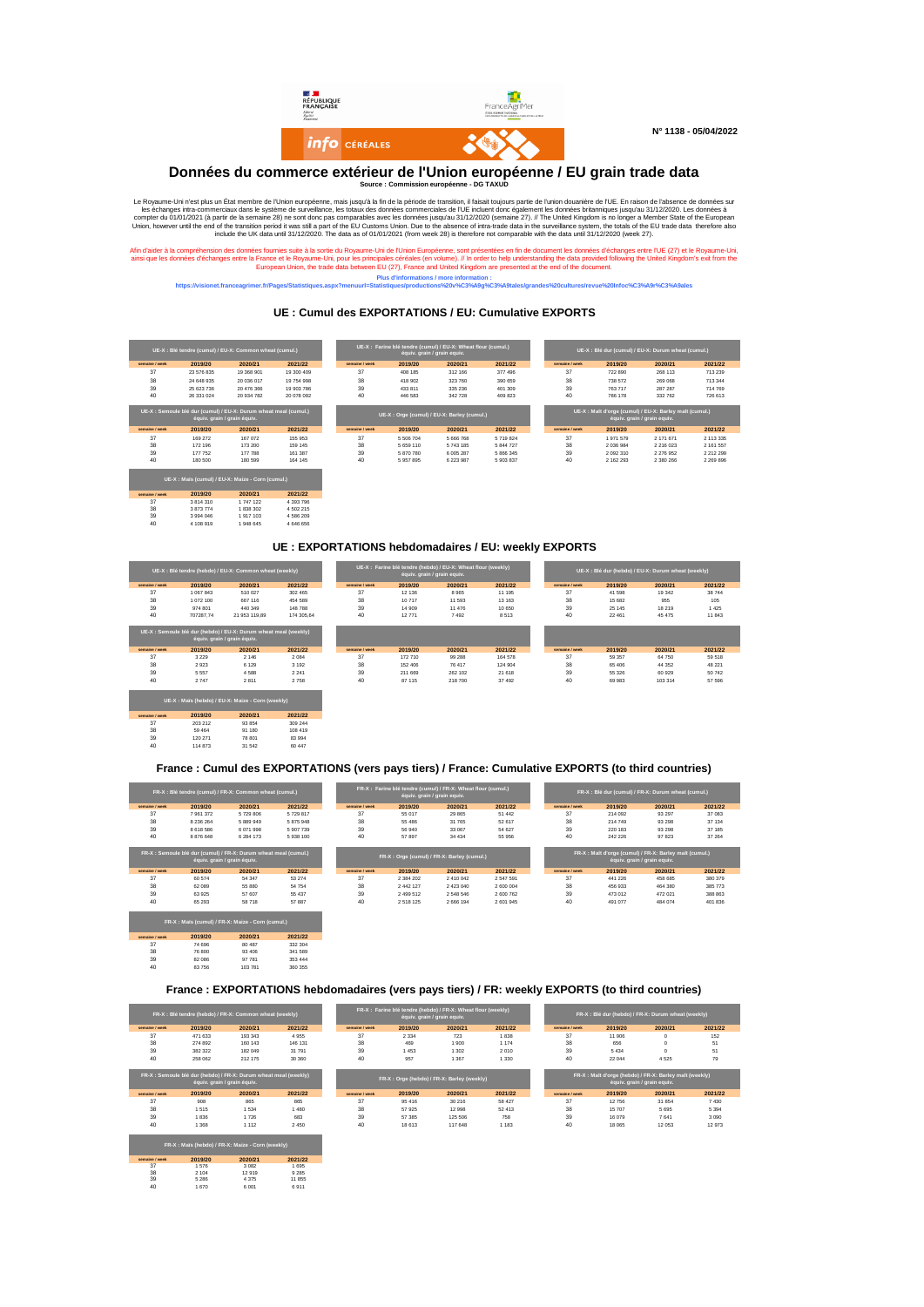N° 1138 - 05/04/2022

# Données du commerce extérieur de l'Union européenne / EU grain trade data

**Source : Commission européenne - DG TAXUD**

Le Royaume-Uni n'est plus un État membre de l'Union européenne, mais jusqu'à la fin de la période de transition, il faisait toujours partie de l'union douanière de l'UE. En raison de l'absence de données sur les échanges intra-commerciaux dans le système de surveillance, les totaux des données commerciales de l'UE incluent donc également les données britanniques jusqu'au 31/12/2020. Les données à compter du 01/01/2021 (à partir de la semaine 28) ne sont donc pas comparables avec les données jusqu'au 31/12/2020 (semaine 27). // The United Kingdom is no longer a Member State of the European Union, however until the end of the transition period it was still a part of the EU Customs Union. Due to the absence of intra-trade data in the surveillance system, the totals of the EU trade data therefore also include the UK data until 31/12/2020. The data as of 01/01/2021 (from week 28) is therefore not comparable with the data until 31/12/2020 (week 27).

Afin d'aider à la compréhension des données fournies suite à la sortie du Royaume-Uni de l'Union Européenne, sont présentées en fin de document les données d'échanges entre l'UE (27) et le Royaume-Uni, ainsi que les données d'échanges entre la France et le Royaume-Uni, pour les principales céréales (en volume). // In order to help understanding the data provided following the United Kingdom's exit from the European Union, the trade data between EU (27), France and United Kingdom are presented at the end of the document.

**Plus d'informations / more information :**
https://visionet.franceagrimer.fr/Pages/Statistiques.aspx?menuurl=Statistiques/productions%20v%C3%A9g%C3%A9tales/grandes%20cultures/revue%20info%C3%A9r%C3%A9ales

## UE : Cumul des EXPORTATIONS / EU: Cumulative EXPORTS

| UE-X : Blé tendre (cumul) / EU-X: Common wheat (cumul.) | | | |
|---|---|---|---|
| semaine / week | 2019/20 | 2020/21 | 2021/22 |
| 37 | 23 576 835 | 19 369 901 | 19 300 409 |
| 38 | 24 648 935 | 20 036 017 | 19 754 998 |
| 39 | 25 623 736 | 20 476 366 | 19 903 786 |
| 40 | 26 331 024 | 20 934 782 | 20 078 092 |

| UE-X : Farine blé tendre (cumul) / EU-X: Wheat flour (cumul.) équiv. grain / grain equiv. | | | |
|---|---|---|---|
| semaine / week | 2019/20 | 2020/21 | 2021/22 |
| 37 | 408 185 | 312 166 | 377 496 |
| 38 | 418 902 | 323 760 | 390 659 |
| 39 | 433 811 | 335 236 | 401 309 |
| 40 | 446 583 | 342 728 | 409 823 |

| UE-X : Blé dur (cumul) / EU-X: Durum wheat (cumul.) | | | |
|---|---|---|---|
| semaine / week | 2019/20 | 2020/21 | 2021/22 |
| 37 | 722 890 | 268 113 | 713 239 |
| 38 | 738 572 | 269 068 | 713 344 |
| 39 | 763 717 | 287 287 | 714 769 |
| 40 | 786 178 | 332 762 | 726 613 |

| UE-X : Semoule blé dur (cumul) / EU-X: Durum wheat meal (cumul.) équiv. grain / grain equiv. | | | |
|---|---|---|---|
| semaine / week | 2019/20 | 2020/21 | 2021/22 |
| 37 | 169 272 | 167 072 | 155 953 |
| 38 | 172 196 | 173 200 | 159 145 |
| 39 | 177 752 | 177 788 | 161 387 |
| 40 | 180 500 | 180 599 | 164 145 |

| UE-X : Orge (cumul) / EU-X: Barley (cumul.) | | | |
|---|---|---|---|
| semaine / week | 2019/20 | 2020/21 | 2021/22 |
| 37 | 5 506 704 | 5 666 768 | 5 719 824 |
| 38 | 5 659 110 | 5 743 185 | 5 844 727 |
| 39 | 5 870 780 | 6 005 287 | 5 866 345 |
| 40 | 5 957 895 | 6 223 987 | 5 903 837 |

| UE-X : Malt d'orge (cumul) / EU-X: Barley malt (cumul.) équiv. grain / grain equiv. | | | |
|---|---|---|---|
| semaine / week | 2019/20 | 2020/21 | 2021/22 |
| 37 | 1 971 579 | 2 171 871 | 2 113 335 |
| 38 | 2 036 984 | 2 216 023 | 2 161 557 |
| 39 | 2 092 310 | 2 276 952 | 2 212 299 |
| 40 | 2 162 293 | 2 380 266 | 2 269 896 |

| UE-X : Maïs (cumul) / EU-X: Maize - Corn (cumul.) | | | |
|---|---|---|---|
| semaine / week | 2019/20 | 2020/21 | 2021/22 |
| 37 | 3 814 310 | 1 747 122 | 4 393 796 |
| 38 | 3 873 774 | 1 838 302 | 4 502 215 |
| 39 | 3 994 046 | 1 917 103 | 4 586 209 |
| 40 | 4 108 919 | 1 948 645 | 4 646 656 |

## UE : EXPORTATIONS hebdomadaires / EU: weekly EXPORTS

| UE-X : Blé tendre (hebdo) / EU-X: Common wheat (weekly) | | | |
|---|---|---|---|
| semaine / week | 2019/20 | 2020/21 | 2021/22 |
| 37 | 1 067 843 | 510 027 | 302 465 |
| 38 | 1 072 100 | 667 116 | 454 589 |
| 39 | 974 801 | 440 349 | 148 788 |
| 40 | 707287,74 | 21 953 119,89 | 174 305,64 |

| UE-X : Farine blé tendre (hebdo) / EU-X: Wheat flour (weekly) équiv. grain / grain equiv. | | | |
|---|---|---|---|
| semaine / week | 2019/20 | 2020/21 | 2021/22 |
| 37 | 12 136 | 8 965 | 11 195 |
| 38 | 10 717 | 11 593 | 13 163 |
| 39 | 14 909 | 11 476 | 10 650 |
| 40 | 12 771 | 7 492 | 8 513 |

| UE-X : Blé dur (hebdo) / EU-X: Durum wheat (weekly) | | | |
|---|---|---|---|
| semaine / week | 2019/20 | 2020/21 | 2021/22 |
| 37 | 41 598 | 19 342 | 38 744 |
| 38 | 15 682 | 955 | 105 |
| 39 | 25 145 | 18 219 | 1 425 |
| 40 | 22 461 | 45 475 | 11 843 |

| UE-X : Semoule blé dur (hebdo) / EU-X: Durum wheat meal (weekly) équiv. grain / grain equiv. | | | |
|---|---|---|---|
| semaine / week | 2019/20 | 2020/21 | 2021/22 |
| 37 | 3 229 | 2 146 | 2 084 |
| 38 | 2 923 | 6 129 | 3 192 |
| 39 | 5 557 | 4 588 | 2 241 |
| 40 | 2 747 | 2 811 | 2 758 |

| | | | |
|---|---|---|---|
| semaine / week | 2019/20 | 2020/21 | 2021/22 |
| 37 | 172 730 | 99 288 | 164 578 |
| 38 | 152 406 | 76 417 | 124 904 |
| 39 | 211 669 | 262 102 | 21 618 |
| 40 | 87 115 | 218 700 | 37 492 |

| | | | |
|---|---|---|---|
| semaine / week | 2019/20 | 2020/21 | 2021/22 |
| 37 | 59 357 | 64 750 | 59 518 |
| 38 | 65 406 | 44 352 | 48 221 |
| 39 | 55 326 | 60 929 | 50 742 |
| 40 | 69 983 | 103 314 | 57 596 |

| UE-X : Maïs (hebdo) / EU-X: Maize - Corn (weekly) | | | |
|---|---|---|---|
| semaine / week | 2019/20 | 2020/21 | 2021/22 |
| 37 | 203 212 | 93 854 | 309 244 |
| 38 | 59 464 | 91 180 | 108 419 |
| 39 | 120 271 | 78 801 | 83 994 |
| 40 | 114 873 | 31 542 | 60 447 |

## France : Cumul des EXPORTATIONS (vers pays tiers) / France: Cumulative EXPORTS (to third countries)

| FR-X : Blé tendre (cumul) / FR-X: Common wheat (cumul.) | | | |
|---|---|---|---|
| semaine / week | 2019/20 | 2020/21 | 2021/22 |
| 37 | 7 961 372 | 5 729 806 | 5 729 817 |
| 38 | 8 236 264 | 5 889 949 | 5 875 948 |
| 39 | 8 618 586 | 6 071 998 | 5 907 739 |
| 40 | 8 876 648 | 6 284 173 | 5 938 100 |

| FR-X : Farine blé tendre (cumul) / FR-X: Wheat flour (cumul.) équiv. grain / grain equiv. | | | |
|---|---|---|---|
| semaine / week | 2019/20 | 2020/21 | 2021/22 |
| 37 | 55 017 | 29 865 | 51 442 |
| 38 | 55 486 | 31 765 | 52 617 |
| 39 | 56 940 | 33 067 | 54 627 |
| 40 | 57 897 | 34 434 | 55 956 |

| FR-X : Blé dur (cumul) / FR-X: Durum wheat (cumul.) | | | |
|---|---|---|---|
| semaine / week | 2019/20 | 2020/21 | 2021/22 |
| 37 | 214 092 | 93 297 | 37 083 |
| 38 | 214 749 | 93 298 | 37 134 |
| 39 | 220 183 | 93 298 | 37 185 |
| 40 | 242 226 | 97 823 | 37 264 |

| FR-X : Semoule blé dur (cumul) / FR-X: Durum wheat meal (cumul.) équiv. grain / grain equiv. | | | |
|---|---|---|---|
| semaine / week | 2019/20 | 2020/21 | 2021/22 |
| 37 | 60 574 | 54 347 | 53 274 |
| 38 | 62 089 | 55 880 | 54 754 |
| 39 | 63 925 | 57 607 | 55 437 |
| 40 | 65 293 | 58 718 | 57 887 |

| FR-X : Orge (cumul) / FR-X: Barley (cumul.) | | | |
|---|---|---|---|
| semaine / week | 2019/20 | 2020/21 | 2021/22 |
| 37 | 2 384 202 | 2 410 043 | 2 547 591 |
| 38 | 2 442 127 | 2 423 040 | 2 600 004 |
| 39 | 2 499 512 | 2 548 546 | 2 600 762 |
| 40 | 2 518 125 | 2 666 194 | 2 601 945 |

| FR-X : Malt d'orge (cumul) / FR-X: Barley malt (cumul.) équiv. grain / grain equiv. | | | |
|---|---|---|---|
| semaine / week | 2019/20 | 2020/21 | 2021/22 |
| 37 | 441 226 | 458 685 | 380 379 |
| 38 | 456 933 | 464 380 | 385 773 |
| 39 | 473 012 | 472 021 | 388 863 |
| 40 | 491 077 | 484 074 | 401 836 |

| FR-X : Maïs (cumul) / FR-X: Maize - Corn (cumul.) | | | |
|---|---|---|---|
| semaine / week | 2019/20 | 2020/21 | 2021/22 |
| 37 | 74 696 | 80 487 | 332 304 |
| 38 | 76 800 | 93 406 | 341 589 |
| 39 | 82 086 | 97 781 | 353 444 |
| 40 | 83 756 | 103 781 | 360 355 |

## France : EXPORTATIONS hebdomadaires (vers pays tiers) / FR: weekly EXPORTS (to third countries)

| FR-X : Blé tendre (hebdo) / FR-X: Common wheat (weekly) | | | |
|---|---|---|---|
| semaine / week | 2019/20 | 2020/21 | 2021/22 |
| 37 | 471 633 | 193 343 | 4 955 |
| 38 | 274 892 | 160 143 | 146 131 |
| 39 | 382 322 | 182 049 | 31 791 |
| 40 | 258 062 | 212 175 | 30 360 |

| FR-X : Farine blé tendre (hebdo) / FR-X: Wheat flour (weekly) équiv. grain / grain equiv. | | | |
|---|---|---|---|
| semaine / week | 2019/20 | 2020/21 | 2021/22 |
| 37 | 2 334 | 723 | 1 836 |
| 38 | 469 | 1 900 | 1 174 |
| 39 | 1 453 | 1 302 | 2 010 |
| 40 | 957 | 1 367 | 1 330 |

| FR-X : Blé dur (hebdo) / FR-X: Durum wheat (weekly) | | | |
|---|---|---|---|
| semaine / week | 2019/20 | 2020/21 | 2021/22 |
| 37 | 11 906 | 0 | 152 |
| 38 | 656 | 0 | 51 |
| 39 | 5 434 | 0 | 51 |
| 40 | 22 044 | 4 525 | 79 |

| FR-X : Semoule blé dur (hebdo) / FR-X: Durum wheat meal (weekly) équiv. grain / grain equiv. | | | |
|---|---|---|---|
| semaine / week | 2019/20 | 2020/21 | 2021/22 |
| 37 | 908 | 865 | 865 |
| 38 | 1 515 | 1 534 | 1 480 |
| 39 | 1 836 | 1 726 | 683 |
| 40 | 1 368 | 1 112 | 2 450 |

| FR-X : Orge (hebdo) / FR-X: Barley (weekly) | | | |
|---|---|---|---|
| semaine / week | 2019/20 | 2020/21 | 2021/22 |
| 37 | 95 416 | 30 216 | 58 427 |
| 38 | 57 925 | 12 998 | 52 413 |
| 39 | 57 385 | 125 506 | 758 |
| 40 | 18 613 | 117 648 | 1 183 |

| FR-X : Malt d'orge (hebdo) / FR-X: Barley malt (weekly) équiv. grain / grain equiv. | | | |
|---|---|---|---|
| semaine / week | 2019/20 | 2020/21 | 2021/22 |
| 37 | 12 756 | 31 854 | 7 430 |
| 38 | 15 707 | 5 695 | 5 394 |
| 39 | 16 079 | 7 641 | 3 090 |
| 40 | 18 065 | 12 053 | 12 973 |

| FR-X : Maïs (hebdo) / FR-X: Maize - Corn (weekly) | | | |
|---|---|---|---|
| semaine / week | 2019/20 | 2020/21 | 2021/22 |
| 37 | 1 576 | 3 082 | 1 695 |
| 38 | 2 104 | 12 919 | 9 285 |
| 39 | 5 286 | 4 375 | 11 855 |
| 40 | 1 670 | 6 001 | 6 911 |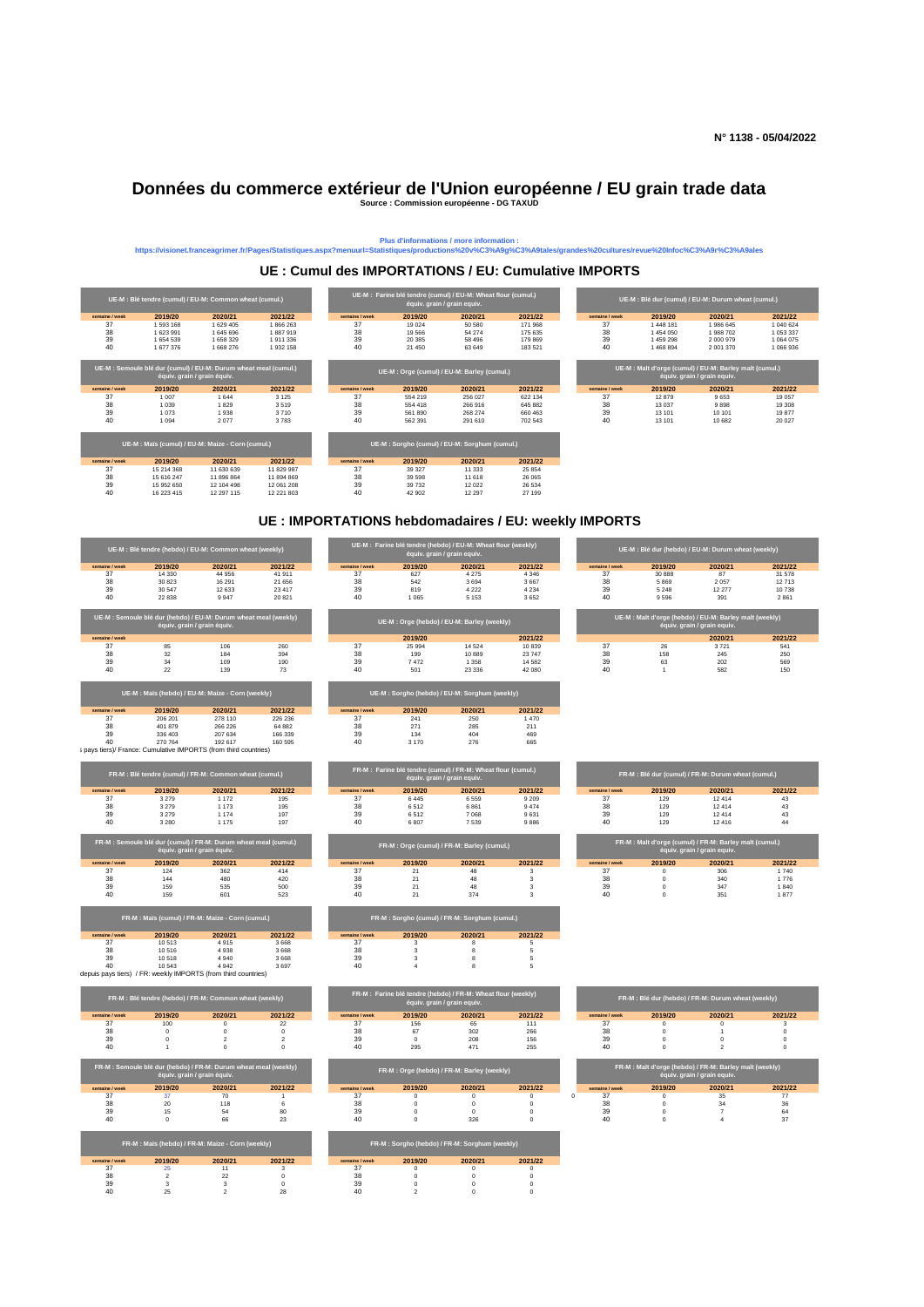N° 1138 - 05/04/2022

# Données du commerce extérieur de l'Union européenne / EU grain trade data

**Source : Commission européenne - DG TAXUD**

Plus d'informations / more information :
https://visionet.franceagrimer.fr/Pages/Statistiques.aspx?menuurl=Statistiques/productions%20v%C3%A9g%C3%A9tales/grandes%20cultures/revue%20Infoc%C3%A9r%C3%A9ales

## UE : Cumul des IMPORTATIONS / EU: Cumulative IMPORTS

| UE-M : Blé tendre (cumul) / EU-M: Common wheat (cumul.) | | | |
|---|---|---|---|
| semaine / week | 2019/20 | 2020/21 | 2021/22 |
| 37 | 1 593 168 | 1 629 405 | 1 866 263 |
| 38 | 1 623 991 | 1 645 696 | 1 887 919 |
| 39 | 1 654 539 | 1 658 329 | 1 911 336 |
| 40 | 1 677 376 | 1 668 276 | 1 932 158 |

| UE-M : Farine blé tendre (cumul) / EU-M: Wheat flour (cumul.) équiv. grain / grain equiv. | | | |
|---|---|---|---|
| semaine / week | 2019/20 | 2020/21 | 2021/22 |
| 37 | 19 024 | 50 580 | 171 968 |
| 38 | 19 566 | 54 274 | 175 635 |
| 39 | 20 385 | 58 496 | 179 869 |
| 40 | 21 450 | 63 649 | 183 521 |

| UE-M : Blé dur (cumul) / EU-M: Durum wheat (cumul.) | | | |
|---|---|---|---|
| semaine / week | 2019/20 | 2020/21 | 2021/22 |
| 37 | 1 448 181 | 1 986 645 | 1 040 624 |
| 38 | 1 454 050 | 1 988 702 | 1 053 337 |
| 39 | 1 459 298 | 2 000 979 | 1 064 075 |
| 40 | 1 468 894 | 2 001 370 | 1 066 936 |

| UE-M : Semoule blé dur (cumul) / EU-M: Durum wheat meal (cumul.) équiv. grain / grain équiv. | | | |
|---|---|---|---|
| semaine / week | 2019/20 | 2020/21 | 2021/22 |
| 37 | 1 007 | 1 644 | 3 125 |
| 38 | 1 039 | 1 829 | 3 519 |
| 39 | 1 073 | 1 938 | 3 710 |
| 40 | 1 094 | 2 077 | 3 783 |

| UE-M : Orge (cumul) / EU-M: Barley (cumul.) | | | |
|---|---|---|---|
| semaine / week | 2019/20 | 2020/21 | 2021/22 |
| 37 | 554 219 | 256 027 | 622 134 |
| 38 | 554 418 | 266 916 | 645 882 |
| 39 | 561 890 | 268 274 | 660 463 |
| 40 | 562 391 | 291 610 | 702 543 |

| UE-M : Malt d'orge (cumul) / EU-M: Barley malt (cumul.) équiv. grain / grain equiv. | | | |
|---|---|---|---|
| semaine / week | 2019/20 | 2020/21 | 2021/22 |
| 37 | 12 879 | 9 653 | 19 057 |
| 38 | 13 037 | 9 898 | 19 308 |
| 39 | 13 101 | 10 101 | 19 877 |
| 40 | 13 101 | 10 682 | 20 027 |

| UE-M : Maïs (cumul) / EU-M: Maize - Corn (cumul.) | | | |
|---|---|---|---|
| semaine / week | 2019/20 | 2020/21 | 2021/22 |
| 37 | 15 214 368 | 11 630 639 | 11 829 987 |
| 38 | 15 616 247 | 11 896 864 | 11 894 869 |
| 39 | 15 952 650 | 12 104 498 | 12 061 208 |
| 40 | 16 223 415 | 12 297 115 | 12 221 803 |

| UE-M : Sorgho (cumul) / EU-M: Sorghum (cumul.) | | | |
|---|---|---|---|
| semaine / week | 2019/20 | 2020/21 | 2021/22 |
| 37 | 39 327 | 11 333 | 25 854 |
| 38 | 39 598 | 11 618 | 26 065 |
| 39 | 39 732 | 12 022 | 26 534 |
| 40 | 42 902 | 12 297 | 27 199 |

## UE : IMPORTATIONS hebdomadaires / EU: weekly IMPORTS

| UE-M : Blé tendre (hebdo) / EU-M: Common wheat (weekly) | | | |
|---|---|---|---|
| semaine / week | 2019/20 | 2020/21 | 2021/22 |
| 37 | 14 330 | 44 956 | 41 911 |
| 38 | 30 823 | 16 291 | 21 656 |
| 39 | 30 547 | 12 633 | 23 417 |
| 40 | 22 838 | 9 947 | 20 821 |

| UE-M : Farine blé tendre (hebdo) / EU-M: Wheat flour (weekly) équiv. grain / grain equiv. | | | |
|---|---|---|---|
| semaine / week | 2019/20 | 2020/21 | 2021/22 |
| 37 | 627 | 4 275 | 4 346 |
| 38 | 542 | 3 694 | 3 667 |
| 39 | 819 | 4 222 | 4 234 |
| 40 | 1 065 | 5 153 | 3 652 |

| UE-M : Blé dur (hebdo) / EU-M: Durum wheat (weekly) | | | |
|---|---|---|---|
| semaine / week | 2019/20 | 2020/21 | 2021/22 |
| 37 | 30 888 | 87 | 31 578 |
| 38 | 5 869 | 2 057 | 12 713 |
| 39 | 5 248 | 12 277 | 10 738 |
| 40 | 9 596 | 391 | 2 861 |

| UE-M : Semoule blé dur (hebdo) / EU-M: Durum wheat meal (weekly) équiv. grain / grain équiv. | | | |
|---|---|---|---|
| semaine / week | | | |
| 37 | 85 | 106 | 260 |
| 38 | 32 | 184 | 394 |
| 39 | 34 | 109 | 190 |
| 40 | 22 | 139 | 73 |

| UE-M : Orge (hebdo) / EU-M: Barley (weekly) | | | |
|---|---|---|---|
| | 2019/20 | | 2021/22 |
| 37 | 25 994 | 14 524 | 10 839 |
| 38 | 199 | 10 889 | 23 747 |
| 39 | 7 472 | 1 358 | 14 582 |
| 40 | 501 | 23 336 | 42 080 |

| UE-M : Malt d'orge (hebdo) / EU-M: Barley malt (weekly) équiv. grain / grain equiv. | | | |
|---|---|---|---|
| | | 2020/21 | 2021/22 |
| 37 | 26 | 3 721 | 541 |
| 38 | 158 | 245 | 250 |
| 39 | 63 | 202 | 569 |
| 40 | 1 | 582 | 150 |

| UE-M : Maïs (hebdo) / EU-M: Maize - Corn (weekly) | | | |
|---|---|---|---|
| semaine / week | 2019/20 | 2020/21 | 2021/22 |
| 37 | 206 201 | 278 110 | 226 236 |
| 38 | 401 879 | 266 226 | 64 882 |
| 39 | 336 403 | 207 634 | 166 339 |
| 40 | 270 764 | 192 617 | 160 595 |

| UE-M : Sorgho (hebdo) / EU-M: Sorghum (weekly) | | | |
|---|---|---|---|
| semaine / week | 2019/20 | 2020/21 | 2021/22 |
| 37 | 241 | 250 | 1 470 |
| 38 | 271 | 285 | 211 |
| 39 | 134 | 404 | 469 |
| 40 | 3 170 | 276 | 665 |

s pays tiers)/ France: Cumulative IMPORTS (from third countries)

| FR-M : Blé tendre (cumul) / FR-M: Common wheat (cumul.) | | | |
|---|---|---|---|
| semaine / week | 2019/20 | 2020/21 | 2021/22 |
| 37 | 3 279 | 1 172 | 195 |
| 38 | 3 279 | 1 173 | 195 |
| 39 | 3 279 | 1 174 | 197 |
| 40 | 3 280 | 1 175 | 197 |

| FR-M : Farine blé tendre (cumul) / FR-M: Wheat flour (cumul.) équiv. grain / grain equiv. | | | |
|---|---|---|---|
| semaine / week | 2019/20 | 2020/21 | 2021/22 |
| 37 | 6 445 | 6 559 | 9 209 |
| 38 | 6 512 | 6 861 | 9 474 |
| 39 | 6 512 | 7 068 | 9 631 |
| 40 | 6 807 | 7 539 | 9 886 |

| FR-M : Blé dur (cumul) / FR-M: Durum wheat (cumul.) | | | |
|---|---|---|---|
| semaine / week | 2019/20 | 2020/21 | 2021/22 |
| 37 | 129 | 12 414 | 43 |
| 38 | 129 | 12 414 | 43 |
| 39 | 129 | 12 414 | 43 |
| 40 | 129 | 12 416 | 44 |

| FR-M : Semoule blé dur (cumul) / FR-M: Durum wheat meal (cumul.) équiv. grain / grain équiv. | | | |
|---|---|---|---|
| semaine / week | 2019/20 | 2020/21 | 2021/22 |
| 37 | 124 | 362 | 414 |
| 38 | 144 | 480 | 420 |
| 39 | 159 | 535 | 500 |
| 40 | 159 | 601 | 523 |

| FR-M : Orge (cumul) / FR-M: Barley (cumul.) | | | |
|---|---|---|---|
| semaine / week | 2019/20 | 2020/21 | 2021/22 |
| 37 | 21 | 48 | 3 |
| 38 | 21 | 48 | 3 |
| 39 | 21 | 48 | 3 |
| 40 | 21 | 374 | 3 |

| FR-M : Malt d'orge (cumul) / FR-M: Barley malt (cumul.) équiv. grain / grain equiv. | | | |
|---|---|---|---|
| semaine / week | 2019/20 | 2020/21 | 2021/22 |
| 37 | 0 | 306 | 1 740 |
| 38 | 0 | 340 | 1 776 |
| 39 | 0 | 347 | 1 840 |
| 40 | 0 | 351 | 1 877 |

| FR-M : Maïs (cumul) / FR-M: Maize - Corn (cumul.) | | | |
|---|---|---|---|
| semaine / week | 2019/20 | 2020/21 | 2021/22 |
| 37 | 10 513 | 4 915 | 3 668 |
| 38 | 10 516 | 4 938 | 3 668 |
| 39 | 10 518 | 4 940 | 3 668 |
| 40 | 10 543 | 4 942 | 3 697 |

| FR-M : Sorgho (cumul) / FR-M: Sorghum (cumul.) | | | |
|---|---|---|---|
| semaine / week | 2019/20 | 2020/21 | 2021/22 |
| 37 | 3 | 8 | 5 |
| 38 | 3 | 8 | 5 |
| 39 | 3 | 8 | 5 |
| 40 | 4 | 8 | 5 |

depuis pays tiers) / FR: weekly IMPORTS (from third countries)

| FR-M : Blé tendre (hebdo) / FR-M: Common wheat (weekly) | | | |
|---|---|---|---|
| semaine / week | 2019/20 | 2020/21 | 2021/22 |
| 37 | 100 | 0 | 22 |
| 38 | 0 | 0 | 0 |
| 39 | 0 | 2 | 2 |
| 40 | 1 | 0 | 0 |

| FR-M : Farine blé tendre (hebdo) / FR-M: Wheat flour (weekly) équiv. grain / grain equiv. | | | |
|---|---|---|---|
| semaine / week | 2019/20 | 2020/21 | 2021/22 |
| 37 | 156 | 65 | 111 |
| 38 | 67 | 302 | 266 |
| 39 | 0 | 208 | 156 |
| 40 | 295 | 471 | 255 |

| FR-M : Blé dur (hebdo) / FR-M: Durum wheat (weekly) | | | |
|---|---|---|---|
| semaine / week | 2019/20 | 2020/21 | 2021/22 |
| 37 | 0 | 0 | 3 |
| 38 | 0 | 1 | 0 |
| 39 | 0 | 0 | 0 |
| 40 | 0 | 2 | 0 |

| FR-M : Semoule blé dur (hebdo) / FR-M: Durum wheat meal (weekly) équiv. grain / grain équiv. | | | |
|---|---|---|---|
| semaine / week | 2019/20 | 2020/21 | 2021/22 |
| 37 | 37 | 70 | 1 |
| 38 | 20 | 118 | 6 |
| 39 | 15 | 54 | 80 |
| 40 | 0 | 66 | 23 |

| FR-M : Orge (hebdo) / FR-M: Barley (weekly) | | | |
|---|---|---|---|
| semaine / week | 2019/20 | 2020/21 | 2021/22 |
| 37 | 0 | 0 | 0 |
| 38 | 0 | 0 | 0 |
| 39 | 0 | 0 | 0 |
| 40 | 0 | 326 | 0 |

0

| FR-M : Malt d'orge (hebdo) / FR-M: Barley malt (weekly) équiv. grain / grain equiv. | | | |
|---|---|---|---|
| semaine / week | 2019/20 | 2020/21 | 2021/22 |
| 37 | 0 | 35 | 77 |
| 38 | 0 | 34 | 36 |
| 39 | 0 | 7 | 64 |
| 40 | 0 | 4 | 37 |

| FR-M : Maïs (hebdo) / FR-M: Maize - Corn (weekly) | | | |
|---|---|---|---|
| semaine / week | 2019/20 | 2020/21 | 2021/22 |
| 37 | 25 | 11 | 3 |
| 38 | 2 | 22 | 0 |
| 39 | 3 | 3 | 0 |
| 40 | 25 | 2 | 28 |

| FR-M : Sorgho (hebdo) / FR-M: Sorghum (weekly) | | | |
|---|---|---|---|
| semaine / week | 2019/20 | 2020/21 | 2021/22 |
| 37 | 0 | 0 | 0 |
| 38 | 0 | 0 | 0 |
| 39 | 0 | 0 | 0 |
| 40 | 2 | 0 | 0 |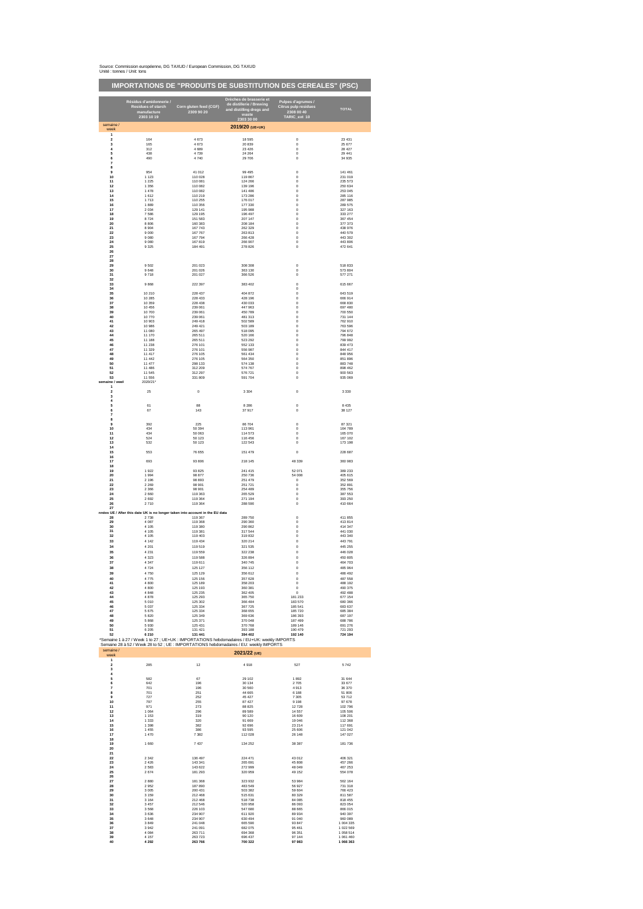Source: Commission européenne, DG TAXUD / European Commission, DG TAXUD
Unité : tonnes / Unit: tons

# IMPORTATIONS DE "PRODUITS DE SUBSTITUTION DES CEREALES" (PSC)

| semaine / week | Résidus d'amidonnerie / Residues of starch manufacture 2303 10 19 | Corn gluten feed (CGF) 2309 90 20 | Drèches de brasserie et de distillerie / Brewing and distilling dregs and waste 2303 30 00 | Pulpes d'agrumes / Citrus pulp residues 2308 00 40 TARIC_ext_10 | TOTAL |
|---|---|---|---|---|---|
| | | | **2019/20 (UE+UK)** | | |
| 1 | | | | | |
| 2 | 164 | 4 673 | 18 595 | 0 | 23 431 |
| 3 | 165 | 4 673 | 20 839 | 0 | 25 677 |
| 4 | 312 | 4 689 | 23 426 | 0 | 28 427 |
| 5 | 438 | 4 739 | 24 264 | 0 | 29 441 |
| 6 | 490 | 4 740 | 29 706 | 0 | 34 935 |
| 7 | | | | | |
| 8 | | | | | |
| 9 | 954 | 41 012 | 99 495 | 0 | 141 461 |
| 10 | 1 123 | 110 028 | 119 867 | 0 | 231 019 |
| 11 | 1 225 | 110 081 | 124 266 | 0 | 235 573 |
| 12 | 1 356 | 110 082 | 139 196 | 0 | 250 634 |
| 13 | 1 478 | 110 082 | 141 486 | 0 | 253 045 |
| 14 | 1 612 | 110 219 | 173 286 | 0 | 285 116 |
| 15 | 1 713 | 110 255 | 176 017 | 0 | 287 985 |
| 16 | 1 889 | 110 356 | 177 330 | 0 | 289 575 |
| 17 | 2 034 | 129 141 | 195 988 | 0 | 327 163 |
| 18 | 7 586 | 129 195 | 196 497 | 0 | 333 277 |
| 19 | 8 724 | 151 583 | 207 147 | 0 | 367 454 |
| 20 | 8 806 | 160 383 | 208 184 | 0 | 377 373 |
| 21 | 8 904 | 167 743 | 262 329 | 0 | 438 976 |
| 22 | 9 000 | 167 767 | 263 813 | 0 | 440 579 |
| 23 | 9 080 | 167 794 | 266 428 | 0 | 443 302 |
| 24 | 9 080 | 167 819 | 266 907 | 0 | 443 806 |
| 25 | 9 325 | 184 491 | 278 826 | 0 | 472 641 |
| 26 | | | | | |
| 27 | | | | | |
| 28 | | | | | |
| 29 | 9 502 | 201 023 | 308 308 | 0 | 518 833 |
| 30 | 9 648 | 201 026 | 363 130 | 0 | 573 804 |
| 31 | 9 718 | 201 027 | 366 526 | 0 | 577 271 |
| 32 | | | | | |
| 33 | 9 868 | 222 397 | 383 402 | 0 | 615 667 |
| 34 | | | | 0 | |
| 35 | 10 210 | 228 437 | 404 872 | 0 | 643 519 |
| 36 | 10 285 | 228 433 | 428 196 | 0 | 666 914 |
| 37 | 10 359 | 228 438 | 430 033 | 0 | 668 830 |
| 38 | 10 456 | 239 061 | 447 963 | 0 | 697 480 |
| 39 | 10 700 | 239 061 | 450 789 | 0 | 700 550 |
| 40 | 10 770 | 239 061 | 481 313 | 0 | 731 144 |
| 41 | 10 903 | 249 418 | 502 589 | 0 | 762 910 |
| 42 | 10 986 | 249 421 | 503 189 | 0 | 763 596 |
| 43 | 11 080 | 265 497 | 518 095 | 0 | 794 672 |
| 44 | 11 170 | 265 511 | 520 166 | 0 | 796 848 |
| 45 | 11 188 | 265 511 | 523 292 | 0 | 799 992 |
| 46 | 11 238 | 276 101 | 552 133 | 0 | 839 473 |
| 47 | 11 329 | 276 101 | 556 987 | 0 | 844 417 |
| 48 | 11 417 | 276 105 | 561 434 | 0 | 848 956 |
| 49 | 11 442 | 276 105 | 564 350 | 0 | 851 896 |
| 50 | 11 477 | 298 133 | 574 138 | 0 | 883 748 |
| 51 | 11 486 | 312 209 | 574 767 | 0 | 898 462 |
| 52 | 11 545 | 312 297 | 576 721 | 0 | 900 563 |
| 53 | 11 556 | 331 809 | 591 704 | 0 | 935 069 |
| semaine / week | 2020/21* | | | | |
| 1 | | | | | |
| 2 | 25 | 0 | 3 304 | 0 | 3 330 |
| 3 | | | | | |
| 4 | | | | | |
| 5 | 61 | 88 | 8 286 | 0 | 8 435 |
| 6 | 67 | 143 | 37 917 | 0 | 38 127 |
| 7 | | | | | |
| 8 | | | | | |
| 9 | 392 | 225 | 86 704 | 0 | 87 321 |
| 10 | 434 | 50 394 | 113 961 | 0 | 164 789 |
| 11 | 434 | 50 063 | 114 573 | 0 | 165 070 |
| 12 | 524 | 50 123 | 116 456 | 0 | 167 102 |
| 13 | 532 | 50 123 | 122 543 | 0 | 173 198 |
| 14 | | | | | |
| 15 | 553 | 76 655 | 151 479 | 0 | 228 687 |
| 16 | | | | | |
| 17 | 693 | 93 806 | 218 145 | 48 339 | 360 983 |
| 18 | | | | | |
| 19 | 1 922 | 93 825 | 241 415 | 52 071 | 389 233 |
| 20 | 1 994 | 98 877 | 250 736 | 54 008 | 405 615 |
| 21 | 2 196 | 98 893 | 251 479 | 0 | 352 569 |
| 22 | 2 269 | 98 901 | 251 721 | 0 | 352 891 |
| 23 | 2 366 | 98 901 | 254 489 | 0 | 355 756 |
| 24 | 2 660 | 119 363 | 265 529 | 0 | 387 553 |
| 25 | 2 692 | 119 364 | 271 194 | 0 | 393 250 |
| 26 | 2 710 | 119 364 | 288 590 | 0 | 410 664 |
| 27 | | | | | |
| nnées UE / After this date UK is no longer taken into account in the EU data | | | | | |
| 28 | 2 738 | 119 367 | 289 750 | 0 | 411 855 |
| 29 | 4 087 | 119 368 | 290 360 | 0 | 413 814 |
| 30 | 4 105 | 119 380 | 290 862 | 0 | 414 347 |
| 31 | 4 105 | 119 381 | 317 544 | 0 | 441 030 |
| 32 | 4 105 | 119 403 | 319 832 | 0 | 443 340 |
| 33 | 4 142 | 119 434 | 320 214 | 0 | 443 791 |
| 34 | 4 201 | 119 519 | 321 535 | 0 | 445 255 |
| 35 | 4 231 | 119 559 | 322 238 | 0 | 446 028 |
| 36 | 4 323 | 119 588 | 326 894 | 0 | 450 805 |
| 37 | 4 347 | 119 611 | 340 745 | 0 | 464 703 |
| 38 | 4 724 | 125 127 | 356 112 | 0 | 485 964 |
| 39 | 4 750 | 125 129 | 356 612 | 0 | 486 492 |
| 40 | 4 775 | 125 156 | 357 628 | 0 | 487 558 |
| 41 | 4 800 | 125 189 | 358 203 | 0 | 488 192 |
| 42 | 4 800 | 125 193 | 360 381 | 0 | 490 375 |
| 43 | 4 848 | 125 235 | 362 405 | 0 | 492 488 |
| 44 | 4 878 | 125 293 | 365 750 | 181 233 | 677 154 |
| 45 | 5 010 | 125 302 | 366 484 | 183 570 | 680 366 |
| 46 | 5 037 | 125 334 | 367 725 | 185 541 | 683 637 |
| 47 | 5 675 | 125 334 | 368 655 | 185 720 | 685 384 |
| 48 | 5 820 | 125 349 | 369 636 | 186 393 | 687 197 |
| 49 | 5 868 | 125 371 | 370 048 | 187 499 | 688 786 |
| 50 | 5 930 | 125 431 | 370 768 | 189 146 | 691 276 |
| 51 | 6 205 | 131 421 | 393 188 | 190 479 | 721 293 |
| 52 | **6 210** | **131 441** | **394 402** | **192 140** | **724 194** |

*Semaine 1 à 27 / Week 1 to 27 ; UE+UK : IMPORTATIONS hebdomadaires / EU+UK: weekly IMPORTS
Semaine 28 à 52 / Week 28 to 52 ; UE : IMPORTATIONS hebdomadaires / EU: weekly IMPORTS

| semaine / week | Résidus d'amidonnerie / Residues of starch manufacture 2303 10 19 | Corn gluten feed (CGF) 2309 90 20 | Drèches de brasserie et de distillerie / Brewing and distilling dregs and waste 2303 30 00 | Pulpes d'agrumes / Citrus pulp residues 2308 00 40 TARIC_ext_10 | TOTAL |
|---|---|---|---|---|---|
| | | | **2021/22 (UE)** | | |
| 1 | | | | | |
| 2 | 285 | 12 | 4 918 | 527 | 5 742 |
| 3 | | | | | |
| 4 | | | | | |
| 5 | 582 | 67 | 29 102 | 1 892 | 31 644 |
| 6 | 642 | 196 | 30 134 | 2 705 | 33 677 |
| 7 | 701 | 196 | 30 560 | 4 913 | 36 370 |
| 8 | 701 | 251 | 44 665 | 6 188 | 51 806 |
| 9 | 727 | 252 | 45 427 | 7 305 | 53 712 |
| 10 | 797 | 255 | 87 427 | 9 198 | 97 678 |
| 11 | 971 | 273 | 88 825 | 12 728 | 102 796 |
| 12 | 1 064 | 296 | 89 589 | 14 557 | 105 506 |
| 13 | 1 153 | 319 | 90 120 | 16 609 | 108 201 |
| 14 | 1 333 | 320 | 91 669 | 19 046 | 112 368 |
| 15 | 1 398 | 382 | 92 696 | 23 214 | 117 691 |
| 16 | 1 455 | 386 | 93 595 | 25 606 | 121 042 |
| 17 | 1 470 | 7 382 | 112 028 | 26 148 | 147 027 |
| 18 | | | | | |
| 19 | 1 660 | 7 437 | 134 252 | 38 387 | 181 736 |
| 20 | | | | | |
| 21 | | | | | |
| 22 | 2 342 | 136 497 | 224 471 | 43 012 | 406 321 |
| 23 | 2 426 | 143 341 | 265 691 | 45 808 | 457 266 |
| 24 | 2 583 | 143 622 | 272 999 | 48 049 | 467 253 |
| 25 | 2 674 | 181 293 | 320 959 | 49 152 | 554 078 |
| 26 | | | | | |
| 27 | 2 880 | 181 368 | 323 932 | 53 984 | 562 164 |
| 28 | 2 952 | 187 890 | 483 549 | 56 927 | 731 318 |
| 29 | 3 005 | 200 431 | 503 382 | 59 604 | 766 423 |
| 30 | 3 159 | 212 468 | 515 631 | 80 329 | 811 587 |
| 31 | 3 164 | 212 468 | 518 738 | 84 085 | 818 455 |
| 32 | 3 457 | 212 546 | 520 958 | 86 093 | 823 054 |
| 33 | 3 568 | 226 103 | 547 680 | 88 665 | 866 015 |
| 34 | 3 636 | 234 907 | 611 920 | 89 934 | 940 397 |
| 35 | 3 648 | 234 907 | 630 494 | 91 040 | 960 089 |
| 36 | 3 849 | 241 048 | 665 590 | 93 847 | 1 004 335 |
| 37 | 3 942 | 241 091 | 682 075 | 95 461 | 1 022 569 |
| 38 | 4 084 | 263 711 | 694 368 | 96 351 | 1 058 514 |
| 39 | 4 157 | 263 723 | 696 437 | 97 144 | 1 061 460 |
| 40 | **4 292** | **263 766** | **700 322** | **97 983** | **1 066 363** |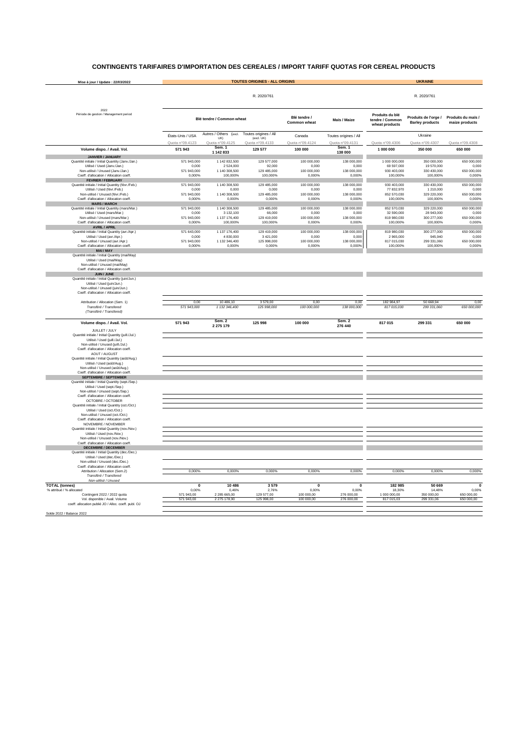# CONTINGENTS TARIFAIRES D'IMPORTATION DES CEREALES / IMPORT TARIFF QUOTAS FOR CEREAL PRODUCTS

| Mise à jour / Update : 22/03/2022 | TOUTES ORIGINES - ALL ORIGINS | | | | | UKRAINE | | |
|---|---|---|---|---|---|---|---|---|
| | R. 2020/761 | | | | | R. 2020/761 | | |
| 2022<br>Période de gestion / Management period | Blé tendre / Common wheat | | | Blé tendre / Common wheat | Maïs / Maize | Produits du blé tendre / Common wheat products | Produits de l'orge / Barley products | Produits du maïs / maize products |
| | États-Unis / USA | Autres / Others (excl. UK) | Toutes origines / All (excl. UK) | Canada | Toutes origines / All | Ukraine | | |
| | Quota n°09.4123 | Quota n°09.4125 | Quota n°09.4133 | Quota n°09.4124 | Quota n°09.4131 | Quota n°09.4306 | Quota n°09.4307 | Quota n°09.4308 |
| **Volume dispo. / Avail. Vol.** | **571 943** | **Sem. 1<br>1 142 833** | **129 577** | **100 000** | **Sem. 1<br>138 000** | **1 000 000** | **350 000** | **650 000** |
| **JANVIER / JANUARY** | | | | | | | | |
| Quantité initiale / Initial Quantity (Janv./Jan.) | 571 943,000 | 1 142 832,500 | 129 577,000 | 100 000,000 | 138 000,000 | 1 000 000,000 | 350 000,000 | 650 000,000 |
| Utilisé / Used (Janv./Jan.) | 0,000 | 2 524,000 | 92,000 | 0,000 | 0,000 | 69 597,000 | 19 570,000 | 0,000 |
| Non-utilisé / Unused (Janv./Jan.) | 571 943,000 | 1 140 308,500 | 129 485,000 | 100 000,000 | 138 000,000 | 930 403,000 | 330 430,000 | 650 000,000 |
| Coeff. d'allocation / Allocation coeff. | 0,000% | 100,000% | 100,000% | 0,000% | 0,000% | 100,000% | 100,000% | 0,000% |
| **FEVRIER / FEBRUARY** | | | | | | | | |
| Quantité initiale / Initial Quantity (févr./Feb.) | 571 943,000 | 1 140 308,500 | 129 485,000 | 100 000,000 | 138 000,000 | 930 403,000 | 330 430,000 | 650 000,000 |
| Utilisé / Used (févr./Feb.) | 0,000 | 0,000 | 0,000 | 0,000 | 0,000 | 77 832,970 | 1 210,000 | 0,000 |
| Non-utilisé / Unused (févr./Feb.) | 571 943,000 | 1 140 308,500 | 129 485,000 | 100 000,000 | 138 000,000 | 852 570,030 | 329 220,000 | 650 000,000 |
| Coeff. d'allocation / Allocation coeff. | 0,000% | 0,000% | 0,000% | 0,000% | 0,000% | 100,000% | 100,000% | 0,000% |
| **MARS / MARCH** | | | | | | | | |
| Quantité initiale / Initial Quantity (mars/Mar.) | 571 943,000 | 1 140 308,500 | 129 485,000 | 100 000,000 | 138 000,000 | 852 570,030 | 329 220,000 | 650 000,000 |
| Utilisé / Used (mars/Mar.) | 0,000 | 3 132,100 | 66,000 | 0,000 | 0,000 | 32 590,000 | 28 943,000 | 0,000 |
| Non-utilisé / Unused (mars/Mar.) | 571 943,000 | 1 137 176,400 | 129 419,000 | 100 000,000 | 138 000,000 | 819 980,030 | 300 277,000 | 650 000,000 |
| Coeff. d'allocation / Allocation coeff. | 0,000% | 100,000% | 100,000% | 0,000% | 0,000% | 100,000% | 100,000% | 0,000% |
| **AVRIL / APRIL** | | | | | | | | |
| Quantité initiale / Initial Quantity (avr./Apr.) | 571 643,000 | 1 137 176,400 | 129 419,000 | 100 000,000 | 138 000,000 | 819 980,030 | 300 277,000 | 650 000,000 |
| Utilisé / Used (avr./Apr.) | 0,000 | 4 830,000 | 3 421,000 | 0,000 | 0,000 | 2 965,000 | 945,940 | 0,000 |
| Non-utilisé / Unused (avr./Apr.) | 571 943,000 | 1 132 346,400 | 125 998,000 | 100 000,000 | 138 000,000 | 817 015,030 | 299 331,060 | 650 000,000 |
| Coeff. d'allocation / Allocation coeff. | 0,000% | 0,000% | 0,000% | 0,000% | 0,000% | 100,000% | 100,000% | 0,000% |
| **MAI / MAY** | | | | | | | | |
| Quantité initiale / Initial Quantity (mai/May) | | | | | | | | |
| Utilisé / Used (mai/May) | | | | | | | | |
| Non-utilisé / Unused (mai/May) | | | | | | | | |
| Coeff. d'allocation / Allocation coeff. | | | | | | | | |
| **JUIN / JUNE** | | | | | | | | |
| Quantité initiale / Initial Quantity (juin/Jun.) | | | | | | | | |
| Utilisé / Used (juin/Jun.) | | | | | | | | |
| Non-utilisé / Unused (juin/Jun.) | | | | | | | | |
| Coeff. d'allocation / Allocation coeff. | | | | | | | | |
| Attribution / Allocation (Sem. 1) | 0,00 | 10 486,10 | 3 579,00 | 0,00 | 0,00 | 182 984,97 | 50 668,94 | 0,00 |
| *Transféré / Transfered* | *571 943,000* | *1 132 346,400* | *125 998,000* | *100 000,000* | *138 000,000* | *817 015,030* | *299 331,060* | *650 000,000* |
| *(Transféré / Transfered)* | | | | | | | | |
| **Volume dispo. / Avail. Vol.** | **571 943** | **Sem. 2<br>2 275 179** | **125 998** | **100 000** | **Sem. 2<br>276 440** | **817 015** | **299 331** | **650 000** |
| JUILLET / JULY | | | | | | | | |
| Quantité initiale / Initial Quantity (juill./Jul.) | | | | | | | | |
| Utilisé / Used (juill./Jul.) | | | | | | | | |
| Non-utilisé / Unused (juill./Jul.) | | | | | | | | |
| Coeff. d'allocation / Allocation coeff. | | | | | | | | |
| AOUT / AUGUST | | | | | | | | |
| Quantité initiale / Initial Quantity (août/Aug.) | | | | | | | | |
| Utilisé / Used (août/Aug.) | | | | | | | | |
| Non-utilisé / Unused (août/Aug.) | | | | | | | | |
| Coeff. d'allocation / Allocation coeff. | | | | | | | | |
| **SEPTEMBRE / SEPTEMBER** | | | | | | | | |
| Quantité initiale / Initial Quantity (sept./Sep.) | | | | | | | | |
| Utilisé / Used (sept./Sep.) | | | | | | | | |
| Non-utilisé / Unused (sept./Sep.) | | | | | | | | |
| Coeff. d'allocation / Allocation coeff. | | | | | | | | |
| OCTOBRE / OCTOBER | | | | | | | | |
| Quantité initiale / Initial Quantity (oct./Oct.) | | | | | | | | |
| Utilisé / Used (oct./Oct.) | | | | | | | | |
| Non-utilisé / Unused (oct./Oct.) | | | | | | | | |
| Coeff. d'allocation / Allocation coeff. | | | | | | | | |
| NOVEMBRE / NOVEMBER | | | | | | | | |
| Quantité initiale / Initial Quantity (nov./Nov.) | | | | | | | | |
| Utilisé / Used (nov./Nov.) | | | | | | | | |
| Non-utilisé / Unused (nov./Nov.) | | | | | | | | |
| Coeff. d'allocation / Allocation coeff. | | | | | | | | |
| **DECEMBRE / DECEMBER** | | | | | | | | |
| Quantité initiale / Initial Quantity (dec./Dec.) | | | | | | | | |
| Utilisé / Used (dec./Dec.) | | | | | | | | |
| Non-utilisé / Unused (dec./Dec.) | | | | | | | | |
| Coeff. d'allocation / Allocation coeff. | | | | | | | | |
| Attribution / Allocation (Sem.2) | 0,000% | 0,000% | 0,000% | 0,000% | 0,000% | 0,000% | 0,000% | 0,000% |
| *Transféré / Transfered* | | | | | | | | |
| *Non-utilisé / Unused* | | | | | | | | |
| **TOTAL (tonnes)** | **0** | **10 486** | **3 579** | **0** | **0** | **182 985** | **50 669** | **0** |
| % attribué / % allocated | 0,00% | 0,46% | 2,76% | 0,00% | 0,00% | 18,30% | 14,48% | 0,00% |
| Contingent 2022 / 2022 quota | 571 943,00 | 2 285 665,00 | 129 577,00 | 100 000,00 | 276 000,00 | 1 000 000,00 | 350 000,00 | 650 000,00 |
| Vol. disponible / Avail. Volume | 571 943,00 | 2 275 178,90 | 125 998,00 | 100 000,00 | 276 000,00 | 817 015,03 | 299 331,06 | 650 000,00 |
| coeff. allocation publié JO / Alloc. coeff. publ. OJ | | | | | | | | |
| Solde 2022 / Balance 2022 | | | | | | | | |